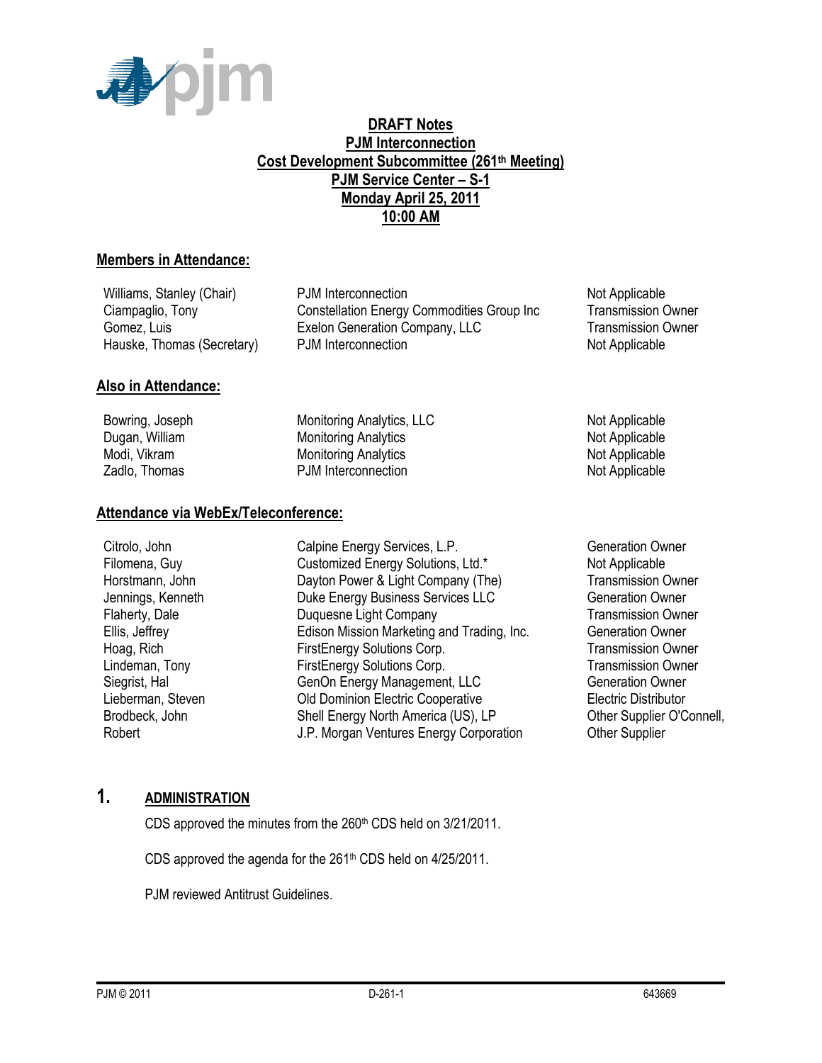# DRAFT Notes
## PJM Interconnection
## Cost Development Subcommittee (261th Meeting)
## PJM Service Center – S-1
## Monday April 25, 2011
## 10:00 AM

### Members in Attendance:

| | | |
|---|---|---|
| Williams, Stanley (Chair) | PJM Interconnection | Not Applicable |
| Ciampaglio, Tony | Constellation Energy Commodities Group Inc | Transmission Owner |
| Gomez, Luis | Exelon Generation Company, LLC | Transmission Owner |
| Hauske, Thomas (Secretary) | PJM Interconnection | Not Applicable |

### Also in Attendance:

| | | |
|---|---|---|
| Bowring, Joseph | Monitoring Analytics, LLC | Not Applicable |
| Dugan, William | Monitoring Analytics | Not Applicable |
| Modi, Vikram | Monitoring Analytics | Not Applicable |
| Zadlo, Thomas | PJM Interconnection | Not Applicable |

### Attendance via WebEx/Teleconference:

| | | |
|---|---|---|
| Citrolo, John | Calpine Energy Services, L.P. | Generation Owner |
| Filomena, Guy | Customized Energy Solutions, Ltd.* | Not Applicable |
| Horstmann, John | Dayton Power & Light Company (The) | Transmission Owner |
| Jennings, Kenneth | Duke Energy Business Services LLC | Generation Owner |
| Flaherty, Dale | Duquesne Light Company | Transmission Owner |
| Ellis, Jeffrey | Edison Mission Marketing and Trading, Inc. | Generation Owner |
| Hoag, Rich | FirstEnergy Solutions Corp. | Transmission Owner |
| Lindeman, Tony | FirstEnergy Solutions Corp. | Transmission Owner |
| Siegrist, Hal | GenOn Energy Management, LLC | Generation Owner |
| Lieberman, Steven | Old Dominion Electric Cooperative | Electric Distributor |
| Brodbeck, John | Shell Energy North America (US), LP | Other Supplier O'Connell, |
| Robert | J.P. Morgan Ventures Energy Corporation | Other Supplier |

## 1. ADMINISTRATION

CDS approved the minutes from the 260th CDS held on 3/21/2011.

CDS approved the agenda for the 261th CDS held on 4/25/2011.

PJM reviewed Antitrust Guidelines.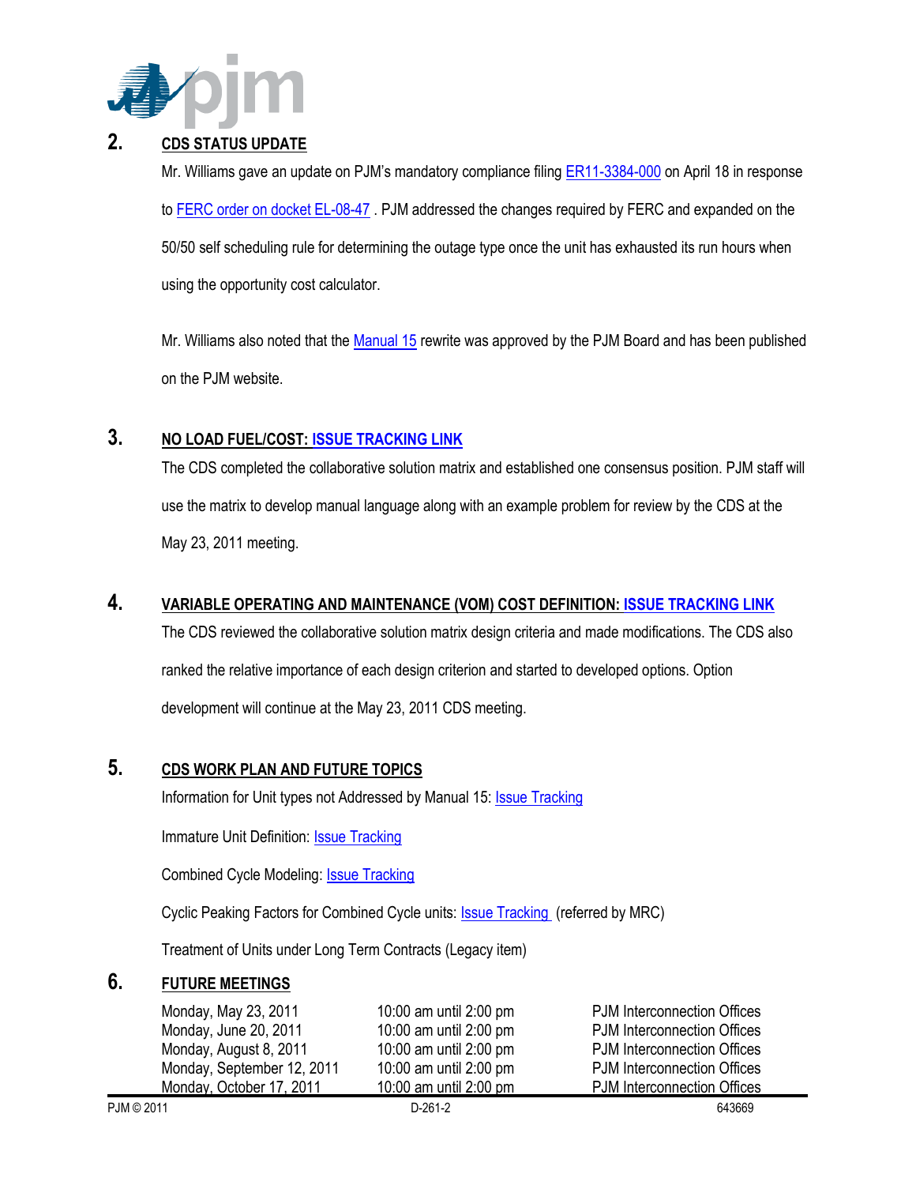## 2. CDS STATUS UPDATE

Mr. Williams gave an update on PJM's mandatory compliance filing ER11-3384-000 on April 18 in response to FERC order on docket EL-08-47 . PJM addressed the changes required by FERC and expanded on the 50/50 self scheduling rule for determining the outage type once the unit has exhausted its run hours when using the opportunity cost calculator.

Mr. Williams also noted that the Manual 15 rewrite was approved by the PJM Board and has been published on the PJM website.

## 3. NO LOAD FUEL/COST: ISSUE TRACKING LINK

The CDS completed the collaborative solution matrix and established one consensus position. PJM staff will use the matrix to develop manual language along with an example problem for review by the CDS at the May 23, 2011 meeting.

## 4. VARIABLE OPERATING AND MAINTENANCE (VOM) COST DEFINITION: ISSUE TRACKING LINK

The CDS reviewed the collaborative solution matrix design criteria and made modifications. The CDS also ranked the relative importance of each design criterion and started to developed options. Option development will continue at the May 23, 2011 CDS meeting.

## 5. CDS WORK PLAN AND FUTURE TOPICS

Information for Unit types not Addressed by Manual 15: Issue Tracking

Immature Unit Definition: Issue Tracking

Combined Cycle Modeling: Issue Tracking

Cyclic Peaking Factors for Combined Cycle units: Issue Tracking (referred by MRC)

Treatment of Units under Long Term Contracts (Legacy item)

## 6. FUTURE MEETINGS

| | | |
|---|---|---|
| Monday, May 23, 2011 | 10:00 am until 2:00 pm | PJM Interconnection Offices |
| Monday, June 20, 2011 | 10:00 am until 2:00 pm | PJM Interconnection Offices |
| Monday, August 8, 2011 | 10:00 am until 2:00 pm | PJM Interconnection Offices |
| Monday, September 12, 2011 | 10:00 am until 2:00 pm | PJM Interconnection Offices |
| Monday, October 17, 2011 | 10:00 am until 2:00 pm | PJM Interconnection Offices |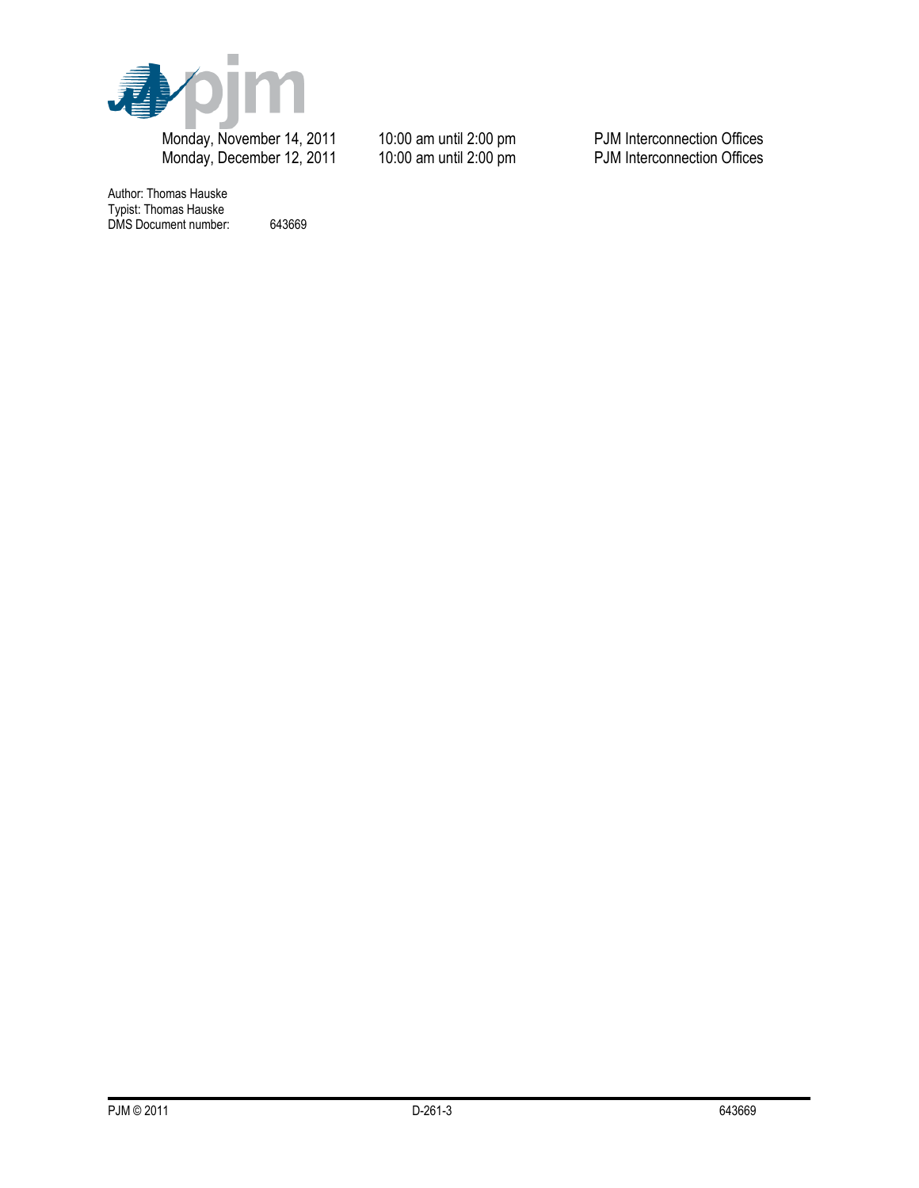| | | |
|---|---|---|
| Monday, November 14, 2011 | 10:00 am until 2:00 pm | PJM Interconnection Offices |
| Monday, December 12, 2011 | 10:00 am until 2:00 pm | PJM Interconnection Offices |

Author: Thomas Hauske
Typist: Thomas Hauske
DMS Document number: 643669